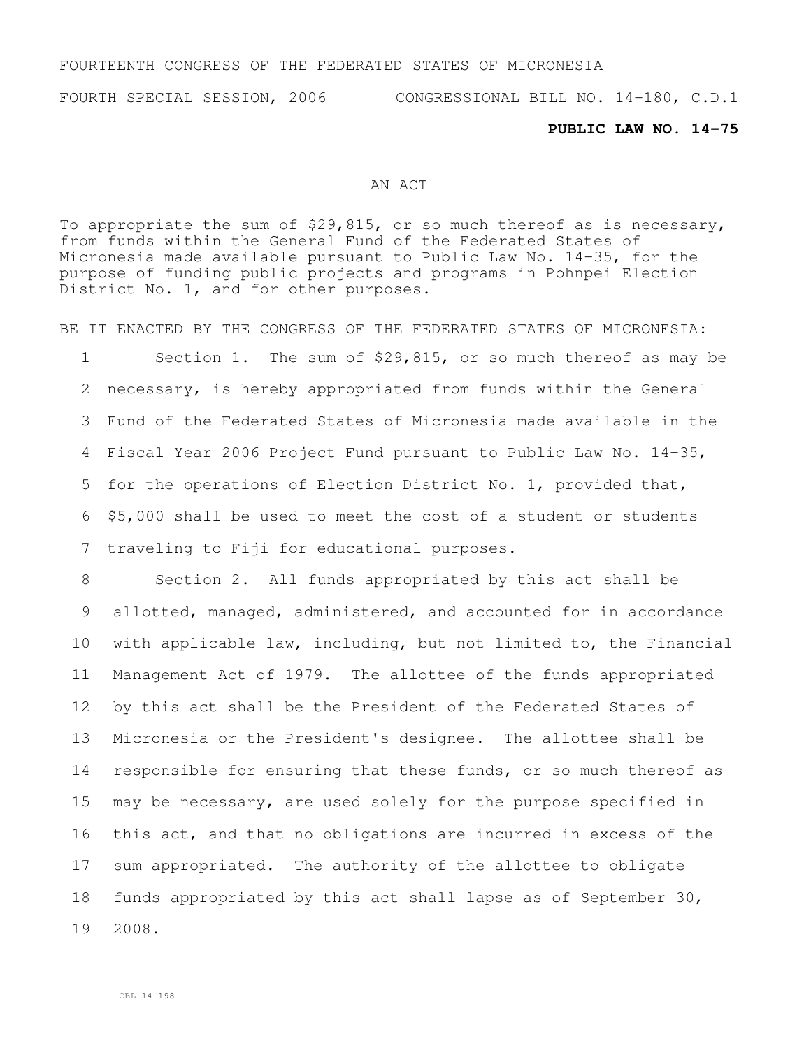FOURTEENTH CONGRESS OF THE FEDERATED STATES OF MICRONESIA

FOURTH SPECIAL SESSION, 2006 CONGRESSIONAL BILL NO. 14-180, C.D.1

**PUBLIC LAW NO. 14-75**

AN ACT

To appropriate the sum of $29,815, or so much thereof as is necessary, from funds within the General Fund of the Federated States of Micronesia made available pursuant to Public Law No. 14-35, for the purpose of funding public projects and programs in Pohnpei Election District No. 1, and for other purposes.

BE IT ENACTED BY THE CONGRESS OF THE FEDERATED STATES OF MICRONESIA:

1 Section 1. The sum of $29,815, or so much thereof as may be
2 necessary, is hereby appropriated from funds within the General
3 Fund of the Federated States of Micronesia made available in the
4 Fiscal Year 2006 Project Fund pursuant to Public Law No. 14-35,
5 for the operations of Election District No. 1, provided that,
6 $5,000 shall be used to meet the cost of a student or students
7 traveling to Fiji for educational purposes.

8 Section 2. All funds appropriated by this act shall be
9 allotted, managed, administered, and accounted for in accordance
10 with applicable law, including, but not limited to, the Financial
11 Management Act of 1979. The allottee of the funds appropriated
12 by this act shall be the President of the Federated States of
13 Micronesia or the President's designee. The allottee shall be
14 responsible for ensuring that these funds, or so much thereof as
15 may be necessary, are used solely for the purpose specified in
16 this act, and that no obligations are incurred in excess of the
17 sum appropriated. The authority of the allottee to obligate
18 funds appropriated by this act shall lapse as of September 30,
19 2008.

CBL 14-198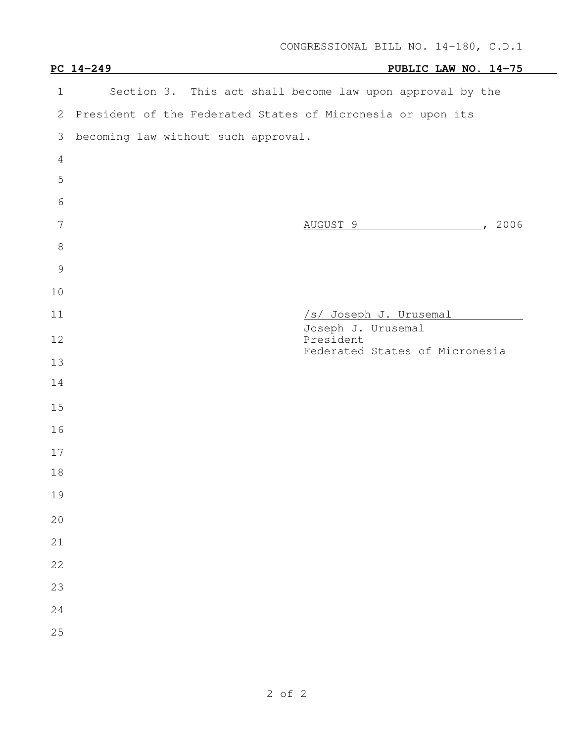CONGRESSIONAL BILL NO. 14-180, C.D.1

**PC 14-249** **PUBLIC LAW NO. 14-75**

Section 3. This act shall become law upon approval by the President of the Federated States of Micronesia or upon its becoming law without such approval.

AUGUST 9, 2006

/s/ Joseph J. Urusemal
Joseph J. Urusemal
President
Federated States of Micronesia